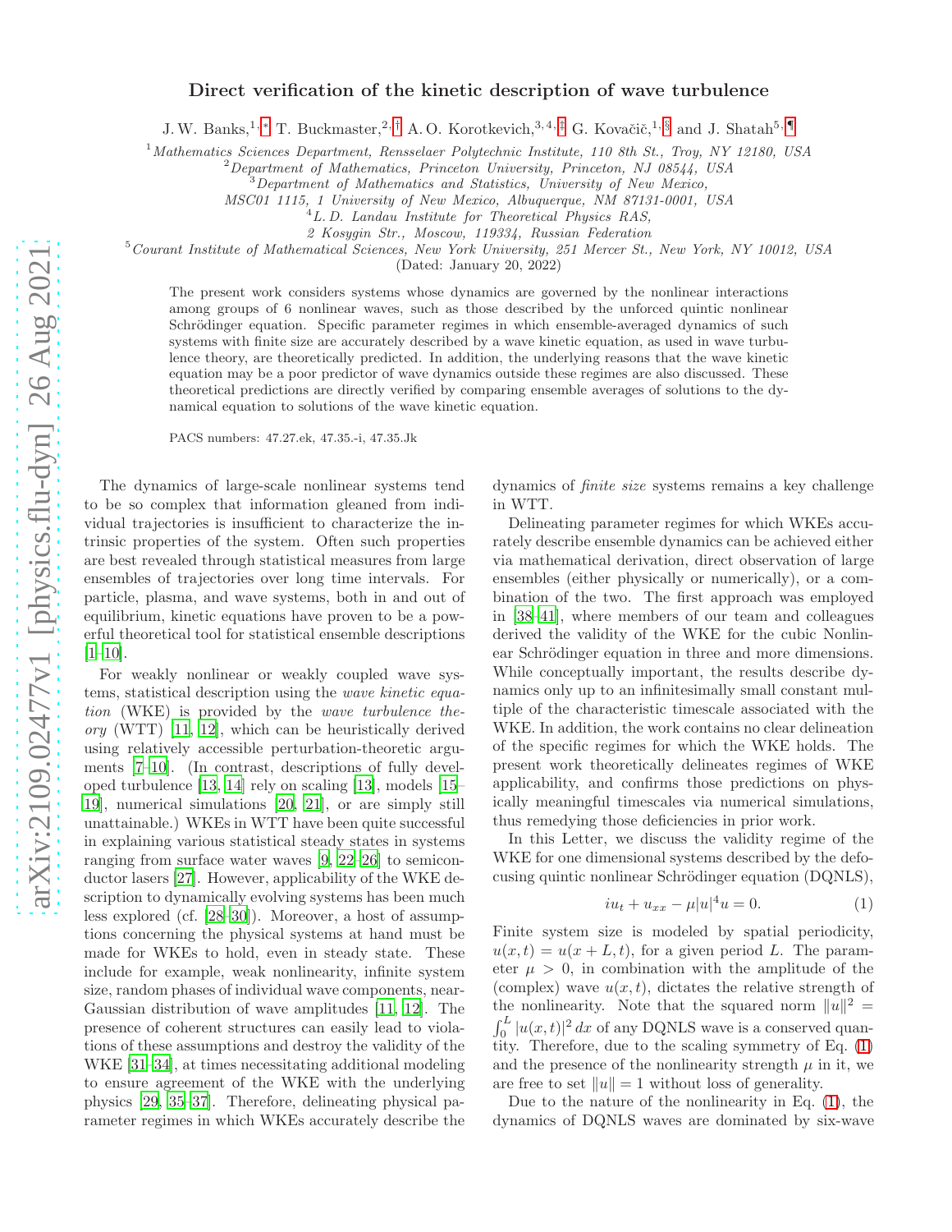# Direct verification of the kinetic description of wave turbulence

J. W. Banks,[1,*] T. Buckmaster,[2,†] A. O. Korotkevich,[3,4,‡] G. Kovačič,[1,§] and J. Shatah[5,¶]

[1] *Mathematics Sciences Department, Rensselaer Polytechnic Institute, 110 8th St., Troy, NY 12180, USA*
[2] *Department of Mathematics, Princeton University, Princeton, NJ 08544, USA*
[3] *Department of Mathematics and Statistics, University of New Mexico, MSC01 1115, 1 University of New Mexico, Albuquerque, NM 87131-0001, USA*
[4] *L. D. Landau Institute for Theoretical Physics RAS, 2 Kosygin Str., Moscow, 119334, Russian Federation*
[5] *Courant Institute of Mathematical Sciences, New York University, 251 Mercer St., New York, NY 10012, USA*

(Dated: January 20, 2022)

The present work considers systems whose dynamics are governed by the nonlinear interactions among groups of 6 nonlinear waves, such as those described by the unforced quintic nonlinear Schrödinger equation. Specific parameter regimes in which ensemble-averaged dynamics of such systems with finite size are accurately described by a wave kinetic equation, as used in wave turbulence theory, are theoretically predicted. In addition, the underlying reasons that the wave kinetic equation may be a poor predictor of wave dynamics outside these regimes are also discussed. These theoretical predictions are directly verified by comparing ensemble averages of solutions to the dynamical equation to solutions of the wave kinetic equation.

PACS numbers: 47.27.ek, 47.35.-i, 47.35.Jk

The dynamics of large-scale nonlinear systems tend to be so complex that information gleaned from individual trajectories is insufficient to characterize the intrinsic properties of the system. Often such properties are best revealed through statistical measures from large ensembles of trajectories over long time intervals. For particle, plasma, and wave systems, both in and out of equilibrium, kinetic equations have proven to be a powerful theoretical tool for statistical ensemble descriptions [1–10].

For weakly nonlinear or weakly coupled wave systems, statistical description using the *wave kinetic equation* (WKE) is provided by the *wave turbulence theory* (WTT) [11, 12], which can be heuristically derived using relatively accessible perturbation-theoretic arguments [7–10]. (In contrast, descriptions of fully developed turbulence [13, 14] rely on scaling [13], models [15–19], numerical simulations [20, 21], or are simply still unattainable.) WKEs in WTT have been quite successful in explaining various statistical steady states in systems ranging from surface water waves [9, 22–26] to semiconductor lasers [27]. However, applicability of the WKE description to dynamically evolving systems has been much less explored (cf. [28–30]). Moreover, a host of assumptions concerning the physical systems at hand must be made for WKEs to hold, even in steady state. These include for example, weak nonlinearity, infinite system size, random phases of individual wave components, near-Gaussian distribution of wave amplitudes [11, 12]. The presence of coherent structures can easily lead to violations of these assumptions and destroy the validity of the WKE [31–34], at times necessitating additional modeling to ensure agreement of the WKE with the underlying physics [29, 35–37]. Therefore, delineating physical parameter regimes in which WKEs accurately describe the dynamics of *finite size* systems remains a key challenge in WTT.

Delineating parameter regimes for which WKEs accurately describe ensemble dynamics can be achieved either via mathematical derivation, direct observation of large ensembles (either physically or numerically), or a combination of the two. The first approach was employed in [38–41], where members of our team and colleagues derived the validity of the WKE for the cubic Nonlinear Schrödinger equation in three and more dimensions. While conceptually important, the results describe dynamics only up to an infinitesimally small constant multiple of the characteristic timescale associated with the WKE. In addition, the work contains no clear delineation of the specific regimes for which the WKE holds. The present work theoretically delineates regimes of WKE applicability, and confirms those predictions on physically meaningful timescales via numerical simulations, thus remedying those deficiencies in prior work.

In this Letter, we discuss the validity regime of the WKE for one dimensional systems described by the defocusing quintic nonlinear Schrödinger equation (DQNLS),

$$iu_t + u_{xx} - \mu|u|^4 u = 0. \qquad (1)$$

Finite system size is modeled by spatial periodicity, $u(x, t) = u(x + L, t)$, for a given period $L$. The parameter $\mu > 0$, in combination with the amplitude of the (complex) wave $u(x, t)$, dictates the relative strength of the nonlinearity. Note that the squared norm $\|u\|^2 = \int_0^L |u(x, t)|^2\, dx$ of any DQNLS wave is a conserved quantity. Therefore, due to the scaling symmetry of Eq. (1) and the presence of the nonlinearity strength $\mu$ in it, we are free to set $\|u\| = 1$ without loss of generality.

Due to the nature of the nonlinearity in Eq. (1), the dynamics of DQNLS waves are dominated by six-wave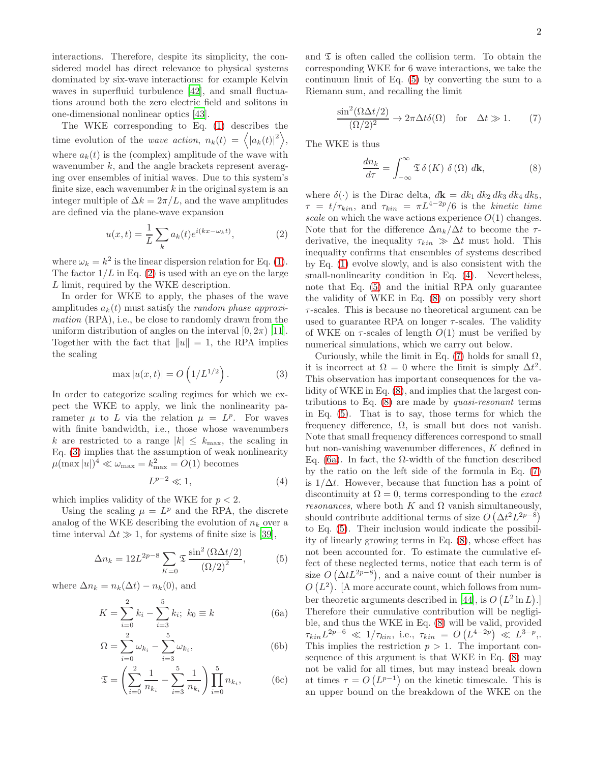interactions. Therefore, despite its simplicity, the considered model has direct relevance to physical systems dominated by six-wave interactions: for example Kelvin waves in superfluid turbulence [42], and small fluctuations around both the zero electric field and solitons in one-dimensional nonlinear optics [43].

The WKE corresponding to Eq. (1) describes the time evolution of the *wave action*, $n_k(t) = \left\langle |a_k(t)|^2 \right\rangle$, where $a_k(t)$ is the (complex) amplitude of the wave with wavenumber $k$, and the angle brackets represent averaging over ensembles of initial waves. Due to this system's finite size, each wavenumber $k$ in the original system is an integer multiple of $\Delta k = 2\pi/L$, and the wave amplitudes are defined via the plane-wave expansion

$$u(x,t) = \frac{1}{L} \sum_k a_k(t) e^{i(kx - \omega_k t)}, \tag{2}$$

where $\omega_k = k^2$ is the linear dispersion relation for Eq. (1). The factor $1/L$ in Eq. (2) is used with an eye on the large $L$ limit, required by the WKE description.

In order for WKE to apply, the phases of the wave amplitudes $a_k(t)$ must satisfy the *random phase approximation* (RPA), i.e., be close to randomly drawn from the uniform distribution of angles on the interval $[0, 2\pi)$ [11]. Together with the fact that $\|u\| = 1$, the RPA implies the scaling

$$\max |u(x,t)| = O\left(1/L^{1/2}\right). \tag{3}$$

In order to categorize scaling regimes for which we expect the WKE to apply, we link the nonlinearity parameter $\mu$ to $L$ via the relation $\mu = L^p$. For waves with finite bandwidth, i.e., those whose wavenumbers $k$ are restricted to a range $|k| \leq k_{\max}$, the scaling in Eq. (3) implies that the assumption of weak nonlinearity $\mu(\max|u|)^4 \ll \omega_{\max} = k_{\max}^2 = O(1)$ becomes

$$L^{p-2} \ll 1, \tag{4}$$

which implies validity of the WKE for $p < 2$.

Using the scaling $\mu = L^p$ and the RPA, the discrete analog of the WKE describing the evolution of $n_k$ over a time interval $\Delta t \gg 1$, for systems of finite size is [39],

$$\Delta n_k = 12 L^{2p-8} \sum_{K=0} \mathfrak{T} \, \frac{\sin^2\left(\Omega \Delta t/2\right)}{\left(\Omega/2\right)^2}, \tag{5}$$

where $\Delta n_k = n_k(\Delta t) - n_k(0)$, and

$$K = \sum_{i=0}^{2} k_i - \sum_{i=3}^{5} k_i; \; k_0 \equiv k \tag{6a}$$

$$\Omega = \sum_{i=0}^{2} \omega_{k_i} - \sum_{i=3}^{5} \omega_{k_i}, \tag{6b}$$

$$\mathfrak{T} = \left( \sum_{i=0}^{2} \frac{1}{n_{k_i}} - \sum_{i=3}^{5} \frac{1}{n_{k_i}} \right) \prod_{i=0}^{5} n_{k_i}, \tag{6c}$$

and $\mathfrak{T}$ is often called the collision term. To obtain the corresponding WKE for 6 wave interactions, we take the continuum limit of Eq. (5) by converting the sum to a Riemann sum, and recalling the limit

$$\frac{\sin^2(\Omega \Delta t/2)}{(\Omega/2)^2} \to 2\pi \Delta t \delta(\Omega) \quad \text{for} \quad \Delta t \gg 1. \tag{7}$$

The WKE is thus

$$\frac{dn_k}{d\tau} = \int_{-\infty}^{\infty} \mathfrak{T} \, \delta\left(K\right) \, \delta\left(\Omega\right) \, d\mathbf{k}, \tag{8}$$

where $\delta(\cdot)$ is the Dirac delta, $d\mathbf{k} = dk_1\, dk_2\, dk_3\, dk_4\, dk_5$, $\tau = t/\tau_{kin}$, and $\tau_{kin} = \pi L^{4-2p}/6$ is the *kinetic time scale* on which the wave actions experience $O(1)$ changes. Note that for the difference $\Delta n_k/\Delta t$ to become the $\tau$-derivative, the inequality $\tau_{kin} \gg \Delta t$ must hold. This inequality confirms that ensembles of systems described by Eq. (1) evolve slowly, and is also consistent with the small-nonlinearity condition in Eq. (4). Nevertheless, note that Eq. (5) and the initial RPA only guarantee the validity of WKE in Eq. (8) on possibly very short $\tau$-scales. This is because no theoretical argument can be used to guarantee RPA on longer $\tau$-scales. The validity of WKE on $\tau$-scales of length $O(1)$ must be verified by numerical simulations, which we carry out below.

Curiously, while the limit in Eq. (7) holds for small $\Omega$, it is incorrect at $\Omega = 0$ where the limit is simply $\Delta t^2$. This observation has important consequences for the validity of WKE in Eq. (8), and implies that the largest contributions to Eq. (8) are made by *quasi-resonant* terms in Eq. (5). That is to say, those terms for which the frequency difference, $\Omega$, is small but does not vanish. Note that small frequency differences correspond to small but non-vanishing wavenumber differences, $K$ defined in Eq. (6a). In fact, the $\Omega$-width of the function described by the ratio on the left side of the formula in Eq. (7) is $1/\Delta t$. However, because that function has a point of discontinuity at $\Omega = 0$, terms corresponding to the *exact resonances*, where both $K$ and $\Omega$ vanish simultaneously, should contribute additional terms of size $O\left(\Delta t^2 L^{2p-8}\right)$ to Eq. (5). Their inclusion would indicate the possibility of linearly growing terms in Eq. (8), whose effect has not been accounted for. To estimate the cumulative effect of these neglected terms, notice that each term is of size $O\left(\Delta t L^{2p-8}\right)$, and a naive count of their number is $O\left(L^2\right)$. [A more accurate count, which follows from number theoretic arguments described in [44], is $O\left(L^2 \ln L\right)$.] Therefore their cumulative contribution will be negligible, and thus the WKE in Eq. (8) will be valid, provided $\tau_{kin} L^{2p-6} \ll 1/\tau_{kin}$, i.e., $\tau_{kin} = O\left(L^{4-2p}\right) \ll L^{3-p}$,. This implies the restriction $p > 1$. The important consequence of this argument is that WKE in Eq. (8) may not be valid for all times, but may instead break down at times $\tau = O\left(L^{p-1}\right)$ on the kinetic timescale. This is an upper bound on the breakdown of the WKE on the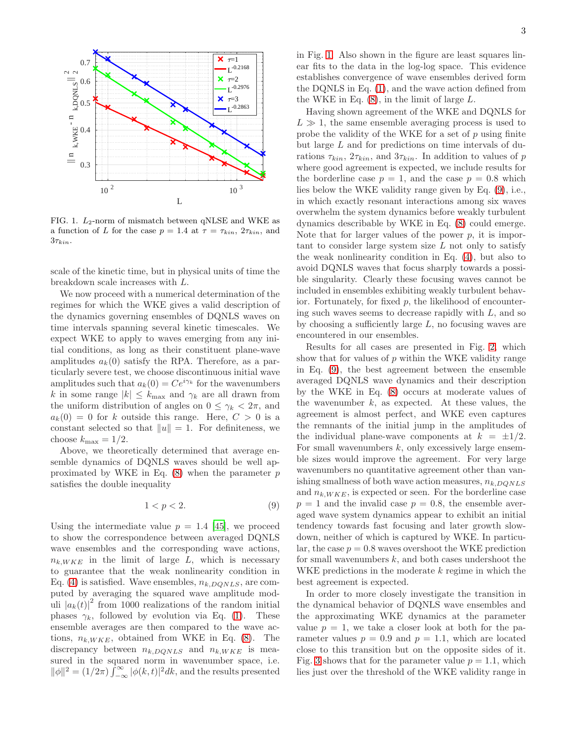FIG. 1. $L_2$-norm of mismatch between qNLSE and WKE as a function of $L$ for the case $p = 1.4$ at $\tau = \tau_{kin}$, $2\tau_{kin}$, and $3\tau_{kin}$.

scale of the kinetic time, but in physical units of time the breakdown scale increases with $L$.

We now proceed with a numerical determination of the regimes for which the WKE gives a valid description of the dynamics governing ensembles of DQNLS waves on time intervals spanning several kinetic timescales. We expect WKE to apply to waves emerging from any initial conditions, as long as their constituent plane-wave amplitudes $a_k(0)$ satisfy the RPA. Therefore, as a particularly severe test, we choose discontinuous initial wave amplitudes such that $a_k(0) = Ce^{i\gamma_k}$ for the wavenumbers $k$ in some range $|k| \le k_{\max}$ and $\gamma_k$ are all drawn from the uniform distribution of angles on $0 \le \gamma_k < 2\pi$, and $a_k(0) = 0$ for $k$ outside this range. Here, $C > 0$ is a constant selected so that $\|u\| = 1$. For definiteness, we choose $k_{\max} = 1/2$.

Above, we theoretically determined that average ensemble dynamics of DQNLS waves should be well approximated by WKE in Eq. (8) when the parameter $p$ satisfies the double inequality

$$1 < p < 2. \tag{9}$$

Using the intermediate value $p = 1.4$ [45], we proceed to show the correspondence between averaged DQNLS wave ensembles and the corresponding wave actions, $n_{k,WKE}$ in the limit of large $L$, which is necessary to guarantee that the weak nonlinearity condition in Eq. (4) is satisfied. Wave ensembles, $n_{k,DQNLS}$, are computed by averaging the squared wave amplitude moduli $|a_k(t)|^2$ from 1000 realizations of the random initial phases $\gamma_k$, followed by evolution via Eq. (1). These ensemble averages are then compared to the wave actions, $n_{k,WKE}$, obtained from WKE in Eq. (8). The discrepancy between $n_{k,DQNLS}$ and $n_{k,WKE}$ is measured in the squared norm in wavenumber space, i.e. $\|\phi\|^2 = (1/2\pi)\int_{-\infty}^{\infty} |\phi(k,t)|^2 dk$, and the results presented in Fig. 1. Also shown in the figure are least squares linear fits to the data in the log-log space. This evidence establishes convergence of wave ensembles derived form the DQNLS in Eq. (1), and the wave action defined from the WKE in Eq. (8), in the limit of large $L$.

Having shown agreement of the WKE and DQNLS for $L \gg 1$, the same ensemble averaging process is used to probe the validity of the WKE for a set of $p$ using finite but large $L$ and for predictions on time intervals of durations $\tau_{kin}$, $2\tau_{kin}$, and $3\tau_{kin}$. In addition to values of $p$ where good agreement is expected, we include results for the borderline case $p = 1$, and the case $p = 0.8$ which lies below the WKE validity range given by Eq. (9), i.e., in which exactly resonant interactions among six waves overwhelm the system dynamics before weakly turbulent dynamics describable by WKE in Eq. (8) could emerge. Note that for larger values of the power $p$, it is important to consider large system size $L$ not only to satisfy the weak nonlinearity condition in Eq. (4), but also to avoid DQNLS waves that focus sharply towards a possible singularity. Clearly these focusing waves cannot be included in ensembles exhibiting weakly turbulent behavior. Fortunately, for fixed $p$, the likelihood of encountering such waves seems to decrease rapidly with $L$, and so by choosing a sufficiently large $L$, no focusing waves are encountered in our ensembles.

Results for all cases are presented in Fig. 2, which show that for values of $p$ within the WKE validity range in Eq. (9), the best agreement between the ensemble averaged DQNLS wave dynamics and their description by the WKE in Eq. (8) occurs at moderate values of the wavenumber $k$, as expected. At these values, the agreement is almost perfect, and WKE even captures the remnants of the initial jump in the amplitudes of the individual plane-wave components at $k = \pm 1/2$. For small wavenumbers $k$, only excessively large ensemble sizes would improve the agreement. For very large wavenumbers no quantitative agreement other than vanishing smallness of both wave action measures, $n_{k,DQNLS}$ and $n_{k,WKE}$, is expected or seen. For the borderline case $p = 1$ and the invalid case $p = 0.8$, the ensemble averaged wave system dynamics appear to exhibit an initial tendency towards fast focusing and later growth slowdown, neither of which is captured by WKE. In particular, the case $p = 0.8$ waves overshoot the WKE prediction for small wavenumbers $k$, and both cases undershoot the WKE predictions in the moderate $k$ regime in which the best agreement is expected.

In order to more closely investigate the transition in the dynamical behavior of DQNLS wave ensembles and the approximating WKE dynamics at the parameter value $p = 1$, we take a closer look at both for the parameter values $p = 0.9$ and $p = 1.1$, which are located close to this transition but on the opposite sides of it. Fig. 3 shows that for the parameter value $p = 1.1$, which lies just over the threshold of the WKE validity range in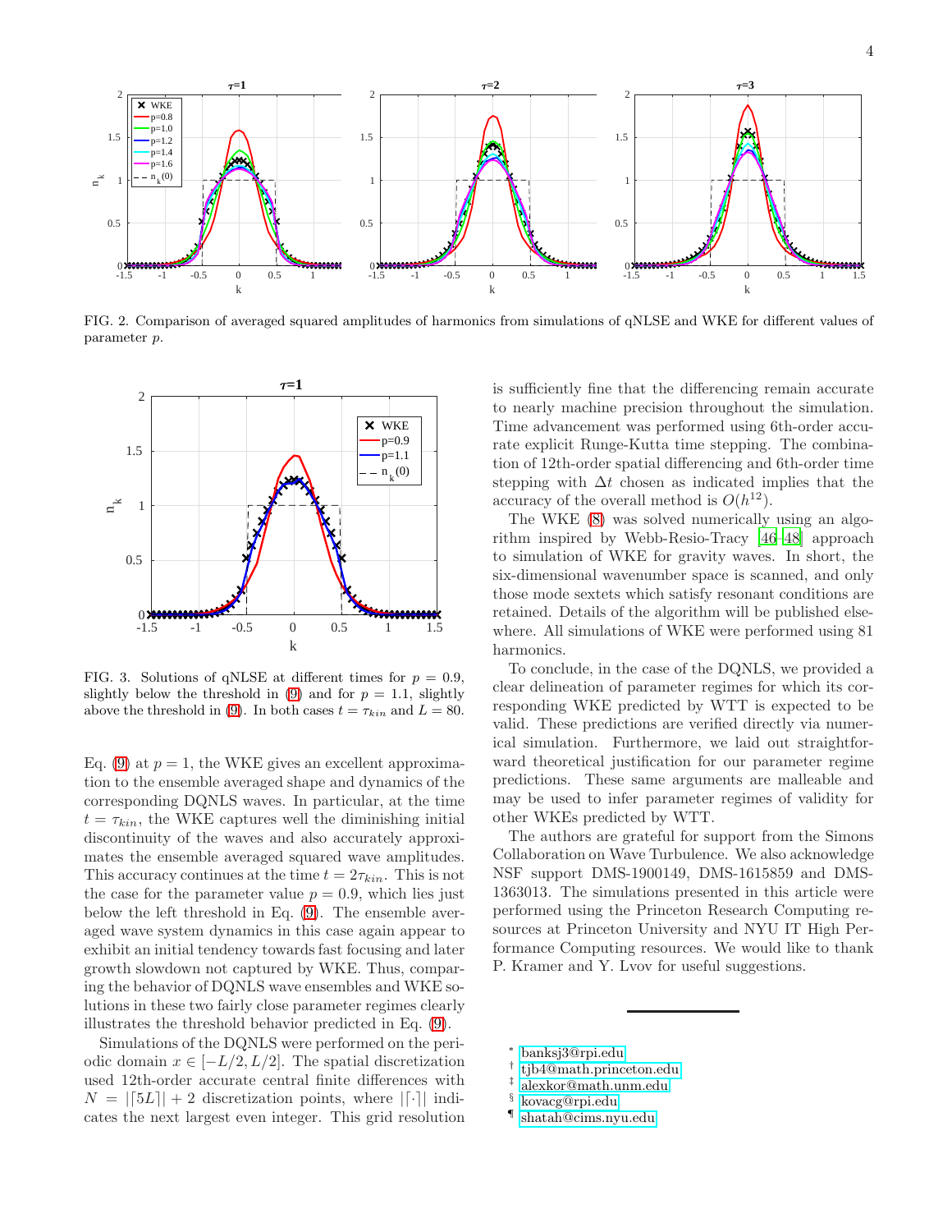FIG. 2. Comparison of averaged squared amplitudes of harmonics from simulations of qNLSE and WKE for different values of parameter $p$.

FIG. 3. Solutions of qNLSE at different times for $p = 0.9$, slightly below the threshold in (9) and for $p = 1.1$, slightly above the threshold in (9). In both cases $t = \tau_{kin}$ and $L = 80$.

Eq. (9) at $p = 1$, the WKE gives an excellent approximation to the ensemble averaged shape and dynamics of the corresponding DQNLS waves. In particular, at the time $t = \tau_{kin}$, the WKE captures well the diminishing initial discontinuity of the waves and also accurately approximates the ensemble averaged squared wave amplitudes. This accuracy continues at the time $t = 2\tau_{kin}$. This is not the case for the parameter value $p = 0.9$, which lies just below the left threshold in Eq. (9). The ensemble averaged wave system dynamics in this case again appear to exhibit an initial tendency towards fast focusing and later growth slowdown not captured by WKE. Thus, comparing the behavior of DQNLS wave ensembles and WKE solutions in these two fairly close parameter regimes clearly illustrates the threshold behavior predicted in Eq. (9).

Simulations of the DQNLS were performed on the periodic domain $x \in [-L/2, L/2]$. The spatial discretization used 12th-order accurate central finite differences with $N = |\lceil 5L \rceil| + 2$ discretization points, where $|\lceil \cdot \rceil|$ indicates the next largest even integer. This grid resolution is sufficiently fine that the differencing remain accurate to nearly machine precision throughout the simulation. Time advancement was performed using 6th-order accurate explicit Runge-Kutta time stepping. The combination of 12th-order spatial differencing and 6th-order time stepping with $\Delta t$ chosen as indicated implies that the accuracy of the overall method is $O(h^{12})$.

The WKE (8) was solved numerically using an algorithm inspired by Webb-Resio-Tracy [46–48] approach to simulation of WKE for gravity waves. In short, the six-dimensional wavenumber space is scanned, and only those mode sextets which satisfy resonant conditions are retained. Details of the algorithm will be published elsewhere. All simulations of WKE were performed using 81 harmonics.

To conclude, in the case of the DQNLS, we provided a clear delineation of parameter regimes for which its corresponding WKE predicted by WTT is expected to be valid. These predictions are verified directly via numerical simulation. Furthermore, we laid out straightforward theoretical justification for our parameter regime predictions. These same arguments are malleable and may be used to infer parameter regimes of validity for other WKEs predicted by WTT.

The authors are grateful for support from the Simons Collaboration on Wave Turbulence. We also acknowledge NSF support DMS-1900149, DMS-1615859 and DMS-1363013. The simulations presented in this article were performed using the Princeton Research Computing resources at Princeton University and NYU IT High Performance Computing resources. We would like to thank P. Kramer and Y. Lvov for useful suggestions.

---

[*] banksj3@rpi.edu
[†] tjb4@math.princeton.edu
[‡] alexkor@math.unm.edu
[§] kovacg@rpi.edu
[¶] shatah@cims.nyu.edu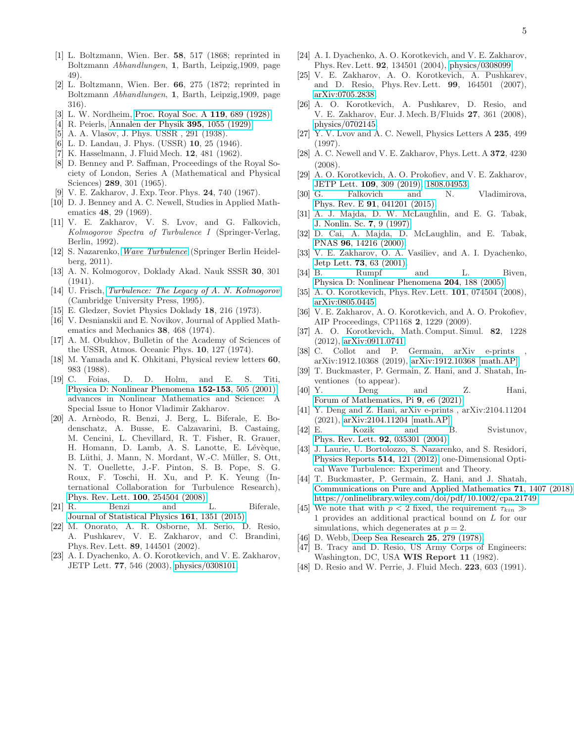[1] L. Boltzmann, Wien. Ber. **58**, 517 (1868; reprinted in Boltzmann *Abhandlungen*, **1**, Barth, Leipzig,1909, page 49).

[2] L. Boltzmann, Wien. Ber. **66**, 275 (1872; reprinted in Boltzmann *Abhandlungen*, **1**, Barth, Leipzig,1909, page 316).

[3] L. W. Nordheim, Proc. Royal Soc. A **119**, 689 (1928).

[4] R. Peierls, Annalen der Physik **395**, 1055 (1929).

[5] A. A. Vlasov, J. Phys. USSR , 291 (1938).

[6] L. D. Landau, J. Phys. (USSR) **10**, 25 (1946).

[7] K. Hasselmann, J. Fluid Mech. **12**, 481 (1962).

[8] D. Benney and P. Saffman, Proceedings of the Royal Society of London, Series A (Mathematical and Physical Sciences) **289**, 301 (1965).

[9] V. E. Zakharov, J. Exp. Teor. Phys. **24**, 740 (1967).

[10] D. J. Benney and A. C. Newell, Studies in Applied Mathematics **48**, 29 (1969).

[11] V. E. Zakharov, V. S. Lvov, and G. Falkovich, *Kolmogorov Spectra of Turbulence I* (Springer-Verlag, Berlin, 1992).

[12] S. Nazarenko, *Wave Turbulence* (Springer Berlin Heidelberg, 2011).

[13] A. N. Kolmogorov, Doklady Akad. Nauk SSSR **30**, 301 (1941).

[14] U. Frisch, *Turbulence: The Legacy of A. N. Kolmogorov* (Cambridge University Press, 1995).

[15] E. Gledzer, Soviet Physics Doklady **18**, 216 (1973).

[16] V. Desnianskii and E. Novikov, Journal of Applied Mathematics and Mechanics **38**, 468 (1974).

[17] A. M. Obukhov, Bulletin of the Academy of Sciences of the USSR, Atmos. Oceanic Phys. **10**, 127 (1974).

[18] M. Yamada and K. Ohkitani, Physical review letters **60**, 983 (1988).

[19] C. Foias, D. D. Holm, and E. S. Titi, Physica D: Nonlinear Phenomena **152-153**, 505 (2001), advances in Nonlinear Mathematics and Science: A Special Issue to Honor Vladimir Zakharov.

[20] A. Arnèodo, R. Benzi, J. Berg, L. Biferale, E. Bodenschatz, A. Busse, E. Calzavarini, B. Castaing, M. Cencini, L. Chevillard, R. T. Fisher, R. Grauer, H. Homann, D. Lamb, A. S. Lanotte, E. Lévèque, B. Lüthi, J. Mann, N. Mordant, W.-C. Müller, S. Ott, N. T. Ouellette, J.-F. Pinton, S. B. Pope, S. G. Roux, F. Toschi, H. Xu, and P. K. Yeung (International Collaboration for Turbulence Research), Phys. Rev. Lett. **100**, 254504 (2008).

[21] R. Benzi and L. Biferale, Journal of Statistical Physics **161**, 1351 (2015).

[22] M. Onorato, A. R. Osborne, M. Serio, D. Resio, A. Pushkarev, V. E. Zakharov, and C. Brandini, Phys. Rev. Lett. **89**, 144501 (2002).

[23] A. I. Dyachenko, A. O. Korotkevich, and V. E. Zakharov, JETP Lett. **77**, 546 (2003), physics/0308101.

[24] A. I. Dyachenko, A. O. Korotkevich, and V. E. Zakharov, Phys. Rev. Lett. **92**, 134501 (2004), physics/0308099.

[25] V. E. Zakharov, A. O. Korotkevich, A. Pushkarev, and D. Resio, Phys. Rev. Lett. **99**, 164501 (2007), arXiv:0705.2838.

[26] A. O. Korotkevich, A. Pushkarev, D. Resio, and V. E. Zakharov, Eur. J. Mech. B/Fluids **27**, 361 (2008), physics/0702145.

[27] Y. V. Lvov and A. C. Newell, Physics Letters A **235**, 499 (1997).

[28] A. C. Newell and V. E. Zakharov, Phys. Lett. A **372**, 4230 (2008).

[29] A. O. Korotkevich, A. O. Prokofiev, and V. E. Zakharov, JETP Lett. **109**, 309 (2019), 1808.04953.

[30] G. Falkovich and N. Vladimirova, Phys. Rev. E **91**, 041201 (2015).

[31] A. J. Majda, D. W. McLaughlin, and E. G. Tabak, J. Nonlin. Sc. **7**, 9 (1997).

[32] D. Cai, A. Majda, D. McLaughlin, and E. Tabak, PNAS **96**, 14216 (2000).

[33] V. E. Zakharov, O. A. Vasiliev, and A. I. Dyachenko, Jetp Lett. **73**, 63 (2001).

[34] B. Rumpf and L. Biven, Physica D: Nonlinear Phenomena **204**, 188 (2005).

[35] A. O. Korotkevich, Phys. Rev. Lett. **101**, 074504 (2008), arXiv:0805.0445.

[36] V. E. Zakharov, A. O. Korotkevich, and A. O. Prokofiev, AIP Proceedings, CP1168 **2**, 1229 (2009).

[37] A. O. Korotkevich, Math. Comput. Simul. **82**, 1228 (2012), arXiv:0911.0741.

[38] C. Collot and P. Germain, arXiv e-prints , arXiv:1912.10368 (2019), arXiv:1912.10368 [math.AP].

[39] T. Buckmaster, P. Germain, Z. Hani, and J. Shatah, Inventiones (to appear).

[40] Y. Deng and Z. Hani, Forum of Mathematics, Pi **9**, e6 (2021).

[41] Y. Deng and Z. Hani, arXiv e-prints , arXiv:2104.11204 (2021), arXiv:2104.11204 [math.AP].

[42] E. Kozik and B. Svistunov, Phys. Rev. Lett. **92**, 035301 (2004).

[43] J. Laurie, U. Bortolozzo, S. Nazarenko, and S. Residori, Physics Reports **514**, 121 (2012), one-Dimensional Optical Wave Turbulence: Experiment and Theory.

[44] T. Buckmaster, P. Germain, Z. Hani, and J. Shatah, Communications on Pure and Applied Mathematics **71**, 1407 (2018), https://onlinelibrary.wiley.com/doi/pdf/10.1002/cpa.21749.

[45] We note that with $p < 2$ fixed, the requirement $\tau_{kin} \gg 1$ provides an additional practical bound on $L$ for our simulations, which degenerates at $p = 2$.

[46] D. Webb, Deep Sea Research **25**, 279 (1978).

[47] B. Tracy and D. Resio, US Army Corps of Engineers: Washington, DC, USA **WIS Report 11** (1982).

[48] D. Resio and W. Perrie, J. Fluid Mech. **223**, 603 (1991).